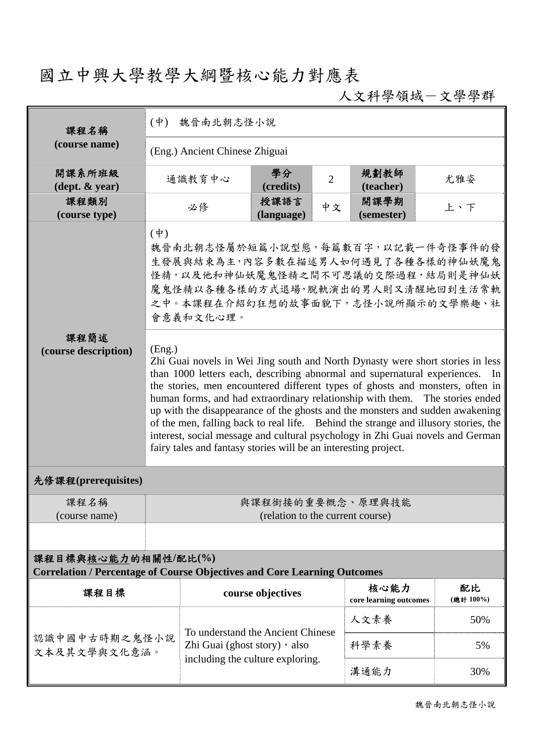# 國立中興大學教學大綱暨核心能力對應表

人文科學領域－文學學群

| 課程名稱 (course name) | (中) 魏晉南北朝志怪小說 | | | | |
|---|---|---|---|---|---|
| | (Eng.) Ancient Chinese Zhiguai | | | | |
| 開課系所班級 (dept. & year) | 通識教育中心 | 學分 (credits) | 2 | 規劃教師 (teacher) | 尤雅姿 |
| 課程類別 (course type) | 必修 | 授課語言 (language) | 中文 | 開課學期 (semester) | 上、下 |
| 課程簡述 (course description) | (中)<br>魏晉南北朝志怪屬於短篇小說型態，每篇數百字，以記載一件奇怪事件的發生發展與結束為主，內容多數在描述男人如何遇見了各種各樣的神仙妖魔鬼怪精，以及他和神仙妖魔鬼怪精之間不可思議的交際過程，結局則是神仙妖魔鬼怪精以各種各樣的方式退場，脫軌演出的男人則又清醒地回到生活常軌之中。本課程在介紹幻狂想的故事面貌下，志怪小說所顯示的文學樂趣、社會意義和文化心理。 | | | | |
| | (Eng.)<br>Zhi Guai novels in Wei Jing south and North Dynasty were short stories in less than 1000 letters each, describing abnormal and supernatural experiences. In the stories, men encountered different types of ghosts and monsters, often in human forms, and had extraordinary relationship with them. The stories ended up with the disappearance of the ghosts and the monsters and sudden awakening of the men, falling back to real life. Behind the strange and illusory stories, the interest, social message and cultural psychology in Zhi Guai novels and German fairy tales and fantasy stories will be an interesting project. | | | | |

**先修課程(prerequisites)**

| 課程名稱 (course name) | 與課程銜接的重要概念、原理與技能 (relation to the current course) |
|---|---|
| | |

**課程目標與核心能力的相關性/配比(%)**
**Correlation / Percentage of Course Objectives and Core Learning Outcomes**

| 課程目標 | course objectives | 核心能力 core learning outcomes | 配比 (總計 100%) |
|---|---|---|---|
| 認識中國中古時期之鬼怪小說文本及其文學與文化意涵。 | To understand the Ancient Chinese Zhi Guai (ghost story)，also including the culture exploring. | 人文素養 | 50% |
| | | 科學素養 | 5% |
| | | 溝通能力 | 30% |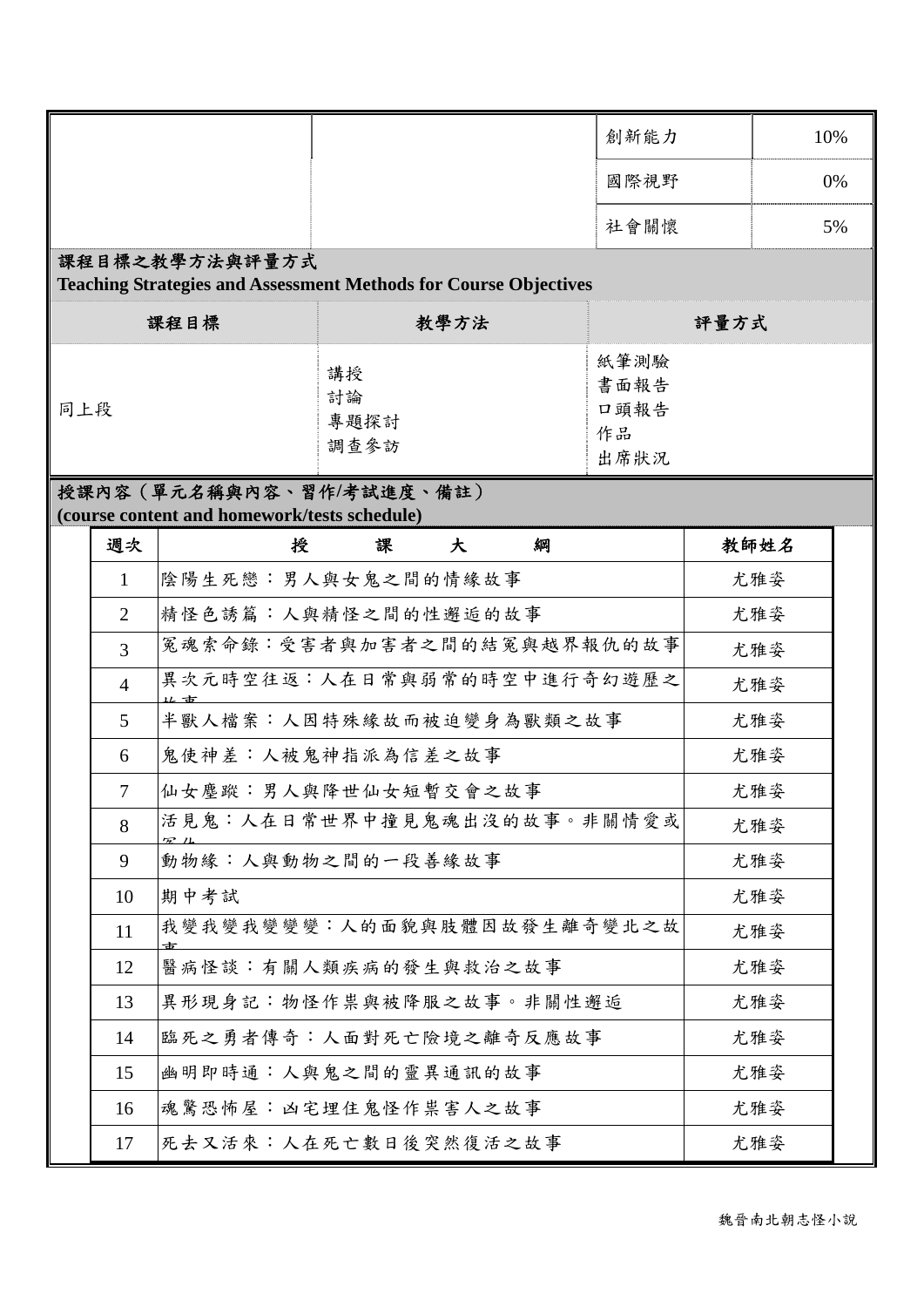| | | | |
|---|---|---|---|
| | | 創新能力 | 10% |
| | | 國際視野 | 0% |
| | | 社會關懷 | 5% |

## 課程目標之教學方法與評量方式
**Teaching Strategies and Assessment Methods for Course Objectives**

| 課程目標 | 教學方法 | 評量方式 |
|---|---|---|
| 同上段 | 講授<br>討論<br>專題探討<br>調查參訪 | 紙筆測驗<br>書面報告<br>口頭報告<br>作品<br>出席狀況 |

## 授課內容（單元名稱與內容、習作/考試進度、備註）
**(course content and homework/tests schedule)**

| 週次 | 授課大綱 | 教師姓名 |
|---|---|---|
| 1 | 陰陽生死戀：男人與女鬼之間的情緣故事 | 尤雅姿 |
| 2 | 精怪色誘篇：人與精怪之間的性邂逅的故事 | 尤雅姿 |
| 3 | 冤魂索命錄：受害者與加害者之間的結冤與越界報仇的故事 | 尤雅姿 |
| 4 | 異次元時空往返：人在日常與弱常的時空中進行奇幻遊歷之故事 | 尤雅姿 |
| 5 | 半獸人檔案：人因特殊緣故而被迫變身為獸類之故事 | 尤雅姿 |
| 6 | 鬼使神差：人被鬼神指派為信差之故事 | 尤雅姿 |
| 7 | 仙女塵蹤：男人與降世仙女短暫交會之故事 | 尤雅姿 |
| 8 | 活見鬼：人在日常世界中撞見鬼魂出沒的故事。非關情愛或冤仇 | 尤雅姿 |
| 9 | 動物緣：人與動物之間的一段善緣故事 | 尤雅姿 |
| 10 | 期中考試 | 尤雅姿 |
| 11 | 我變我變我變變變：人的面貌與肢體因故發生離奇變北之故事 | 尤雅姿 |
| 12 | 醫病怪談：有關人類疾病的發生與救治之故事 | 尤雅姿 |
| 13 | 異形現身記：物怪作祟與被降服之故事。非關性邂逅 | 尤雅姿 |
| 14 | 臨死之勇者傳奇：人面對死亡險境之離奇反應故事 | 尤雅姿 |
| 15 | 幽明即時通：人與鬼之間的靈異通訊的故事 | 尤雅姿 |
| 16 | 魂驚恐怖屋：凶宅埋住鬼怪作祟害人之故事 | 尤雅姿 |
| 17 | 死去又活來：人在死亡數日後突然復活之故事 | 尤雅姿 |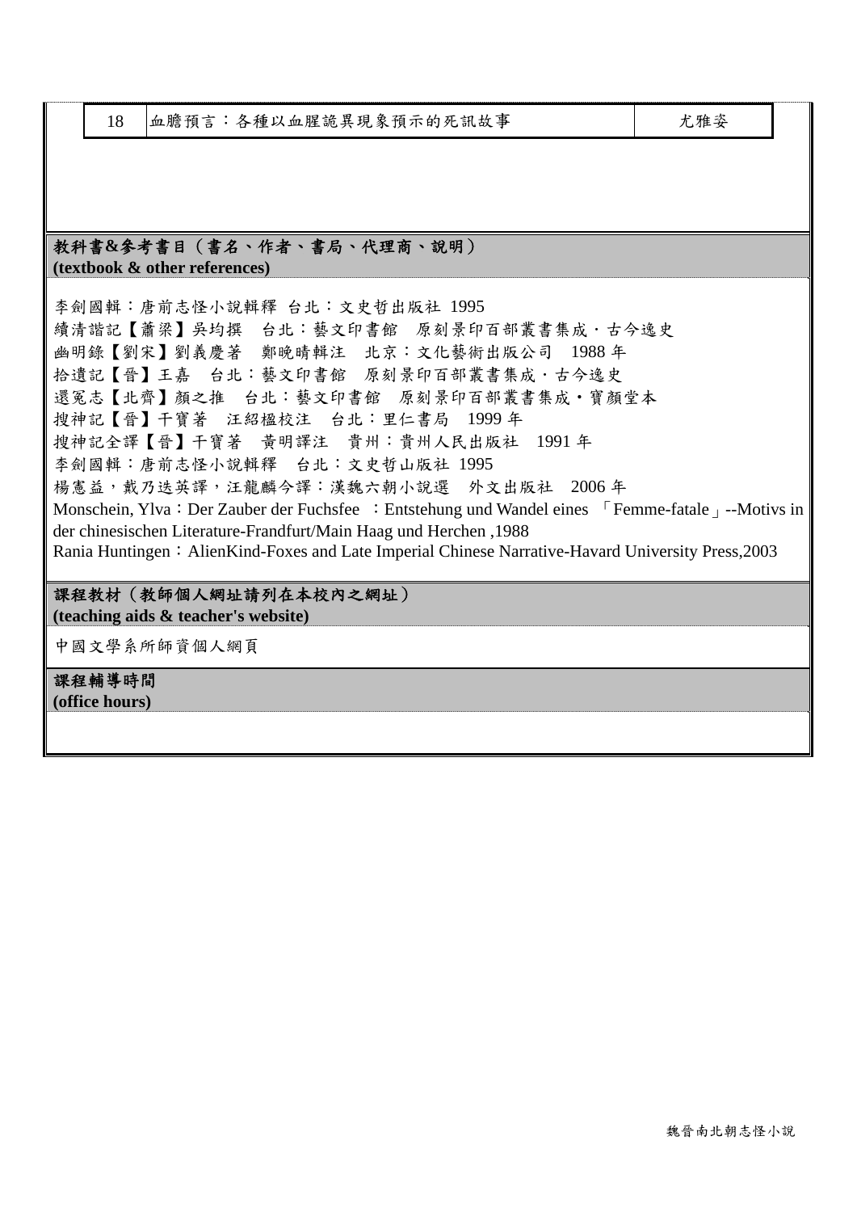| | | |
|---|---|---|
| 18 | 血膽預言：各種以血腥詭異現象預示的死訊故事 | 尤雅姿 |

**教科書&參考書目（書名、作者、書局、代理商、說明）**
**(textbook & other references)**

李劍國輯：唐前志怪小說輯釋 台北：文史哲出版社 1995
續清諧記【蕭梁】吳均撰　台北：藝文印書館　原刻景印百部叢書集成．古今逸史
幽明錄【劉宋】劉義慶著　鄭晚晴輯注　北京：文化藝術出版公司　1988 年
拾遺記【晉】王嘉　台北：藝文印書館　原刻景印百部叢書集成．古今逸史
還冤志【北齊】顏之推　台北：藝文印書館　原刻景印百部叢書集成‧寶顏堂本
搜神記【晉】干寶著　汪紹楹校注　台北：里仁書局　1999 年
搜神記全譯【晉】干寶著　黃明譯注　貴州：貴州人民出版社　1991 年
李劍國輯：唐前志怪小說輯釋　台北：文史哲山版社 1995
楊憲益，戴乃迭英譯，汪龍麟今譯：漢魏六朝小說選　外文出版社　2006 年
Monschein, Ylva：Der Zauber der Fuchsfee　：Entstehung und Wandel eines 「Femme-fatale」--Motivs in der chinesischen Literature-Frandfurt/Main Haag und Herchen ,1988
Rania Huntingen：AlienKind-Foxes and Late Imperial Chinese Narrative-Havard University Press,2003

**課程教材（教師個人網址請列在本校內之網址）**
**(teaching aids & teacher's website)**

中國文學系所師資個人網頁

**課程輔導時間**
**(office hours)**